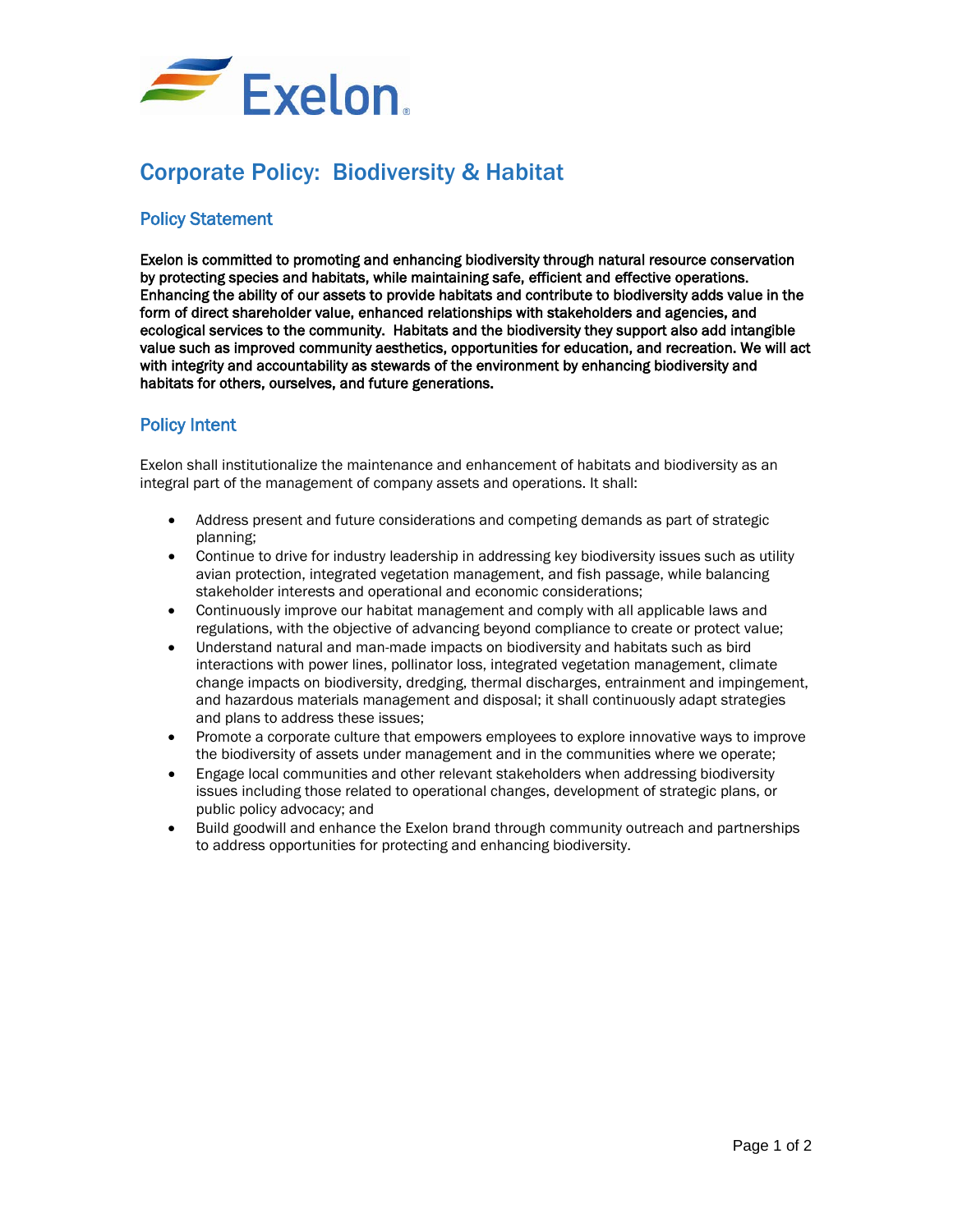Exelon

# Corporate Policy: Biodiversity & Habitat

## Policy Statement

**Exelon is committed to promoting and enhancing biodiversity through natural resource conservation by protecting species and habitats, while maintaining safe, efficient and effective operations. Enhancing the ability of our assets to provide habitats and contribute to biodiversity adds value in the form of direct shareholder value, enhanced relationships with stakeholders and agencies, and ecological services to the community. Habitats and the biodiversity they support also add intangible value such as improved community aesthetics, opportunities for education, and recreation. We will act with integrity and accountability as stewards of the environment by enhancing biodiversity and habitats for others, ourselves, and future generations.**

## Policy Intent

Exelon shall institutionalize the maintenance and enhancement of habitats and biodiversity as an integral part of the management of company assets and operations. It shall:

- Address present and future considerations and competing demands as part of strategic planning;
- Continue to drive for industry leadership in addressing key biodiversity issues such as utility avian protection, integrated vegetation management, and fish passage, while balancing stakeholder interests and operational and economic considerations;
- Continuously improve our habitat management and comply with all applicable laws and regulations, with the objective of advancing beyond compliance to create or protect value;
- Understand natural and man-made impacts on biodiversity and habitats such as bird interactions with power lines, pollinator loss, integrated vegetation management, climate change impacts on biodiversity, dredging, thermal discharges, entrainment and impingement, and hazardous materials management and disposal; it shall continuously adapt strategies and plans to address these issues;
- Promote a corporate culture that empowers employees to explore innovative ways to improve the biodiversity of assets under management and in the communities where we operate;
- Engage local communities and other relevant stakeholders when addressing biodiversity issues including those related to operational changes, development of strategic plans, or public policy advocacy; and
- Build goodwill and enhance the Exelon brand through community outreach and partnerships to address opportunities for protecting and enhancing biodiversity.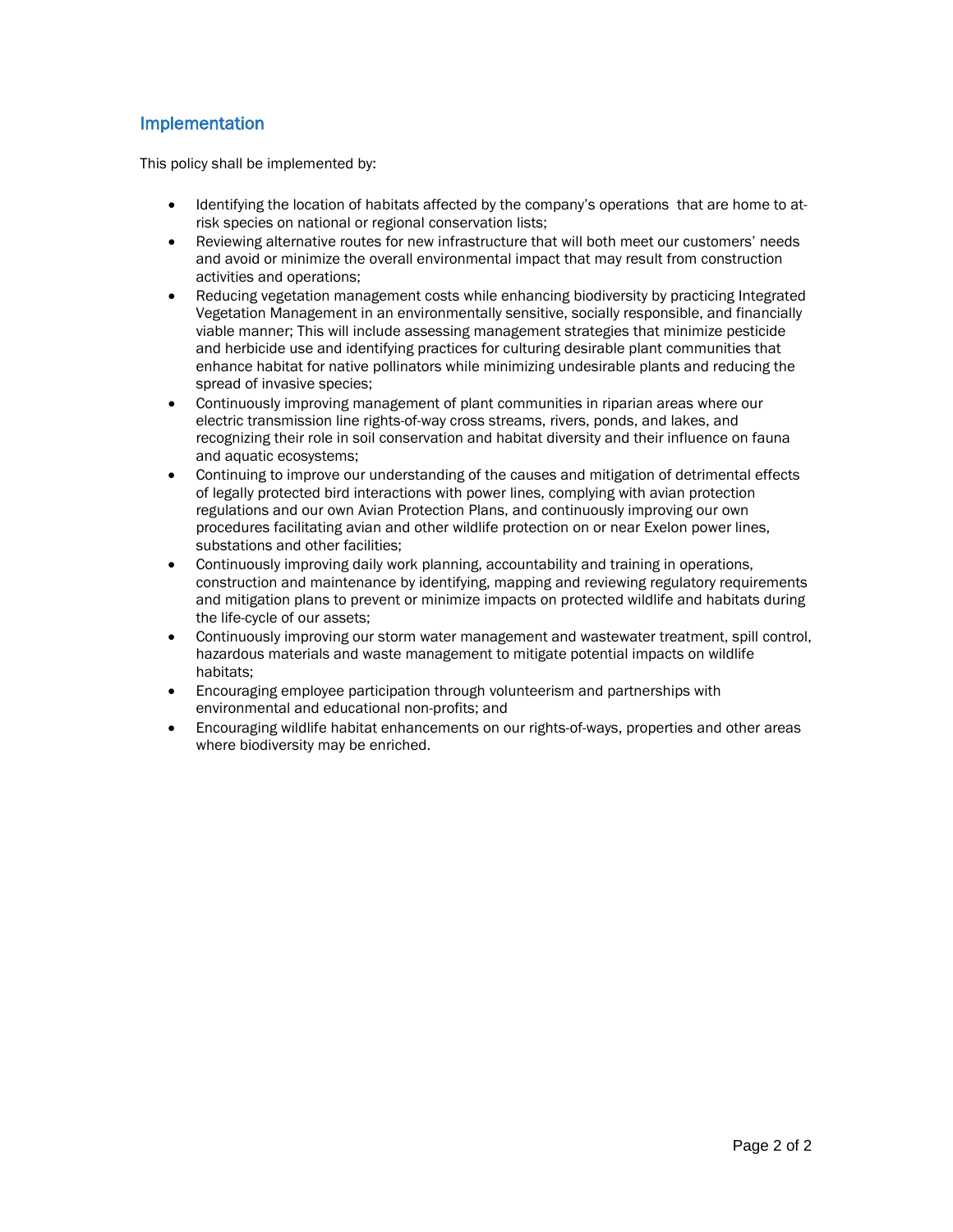## Implementation

This policy shall be implemented by:

- Identifying the location of habitats affected by the company's operations that are home to at-risk species on national or regional conservation lists;
- Reviewing alternative routes for new infrastructure that will both meet our customers' needs and avoid or minimize the overall environmental impact that may result from construction activities and operations;
- Reducing vegetation management costs while enhancing biodiversity by practicing Integrated Vegetation Management in an environmentally sensitive, socially responsible, and financially viable manner; This will include assessing management strategies that minimize pesticide and herbicide use and identifying practices for culturing desirable plant communities that enhance habitat for native pollinators while minimizing undesirable plants and reducing the spread of invasive species;
- Continuously improving management of plant communities in riparian areas where our electric transmission line rights-of-way cross streams, rivers, ponds, and lakes, and recognizing their role in soil conservation and habitat diversity and their influence on fauna and aquatic ecosystems;
- Continuing to improve our understanding of the causes and mitigation of detrimental effects of legally protected bird interactions with power lines, complying with avian protection regulations and our own Avian Protection Plans, and continuously improving our own procedures facilitating avian and other wildlife protection on or near Exelon power lines, substations and other facilities;
- Continuously improving daily work planning, accountability and training in operations, construction and maintenance by identifying, mapping and reviewing regulatory requirements and mitigation plans to prevent or minimize impacts on protected wildlife and habitats during the life-cycle of our assets;
- Continuously improving our storm water management and wastewater treatment, spill control, hazardous materials and waste management to mitigate potential impacts on wildlife habitats;
- Encouraging employee participation through volunteerism and partnerships with environmental and educational non-profits; and
- Encouraging wildlife habitat enhancements on our rights-of-ways, properties and other areas where biodiversity may be enriched.